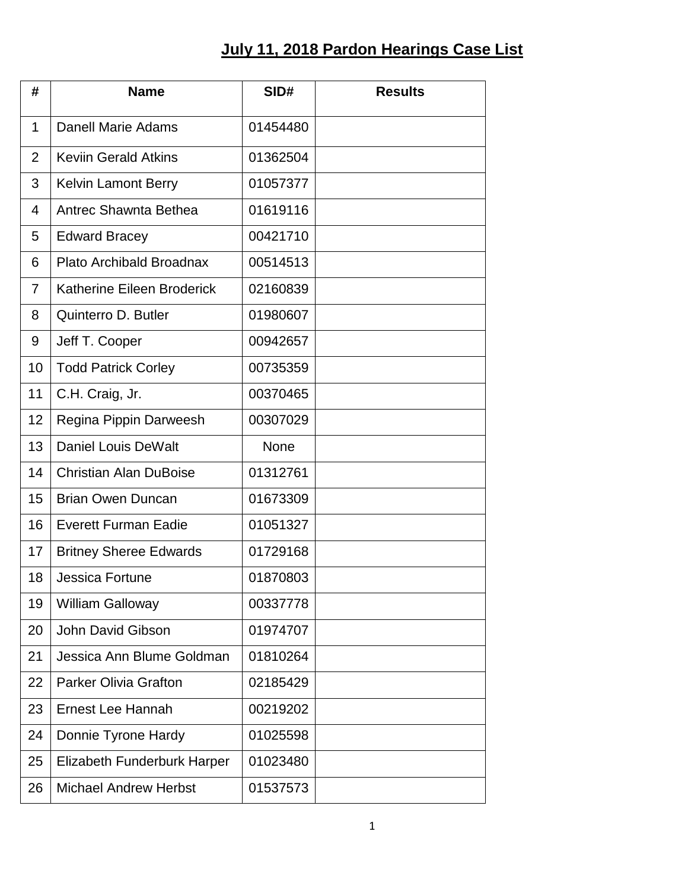# July 11, 2018 Pardon Hearings Case List

| # | Name | SID# | Results |
|---|---|---|---|
| 1 | Danell Marie Adams | 01454480 | |
| 2 | Keviin Gerald Atkins | 01362504 | |
| 3 | Kelvin Lamont Berry | 01057377 | |
| 4 | Antrec Shawnta Bethea | 01619116 | |
| 5 | Edward Bracey | 00421710 | |
| 6 | Plato Archibald Broadnax | 00514513 | |
| 7 | Katherine Eileen Broderick | 02160839 | |
| 8 | Quinterro D. Butler | 01980607 | |
| 9 | Jeff T. Cooper | 00942657 | |
| 10 | Todd Patrick Corley | 00735359 | |
| 11 | C.H. Craig, Jr. | 00370465 | |
| 12 | Regina Pippin Darweesh | 00307029 | |
| 13 | Daniel Louis DeWalt | None | |
| 14 | Christian Alan DuBoise | 01312761 | |
| 15 | Brian Owen Duncan | 01673309 | |
| 16 | Everett Furman Eadie | 01051327 | |
| 17 | Britney Sheree Edwards | 01729168 | |
| 18 | Jessica Fortune | 01870803 | |
| 19 | William Galloway | 00337778 | |
| 20 | John David Gibson | 01974707 | |
| 21 | Jessica Ann Blume Goldman | 01810264 | |
| 22 | Parker Olivia Grafton | 02185429 | |
| 23 | Ernest Lee Hannah | 00219202 | |
| 24 | Donnie Tyrone Hardy | 01025598 | |
| 25 | Elizabeth Funderburk Harper | 01023480 | |
| 26 | Michael Andrew Herbst | 01537573 | |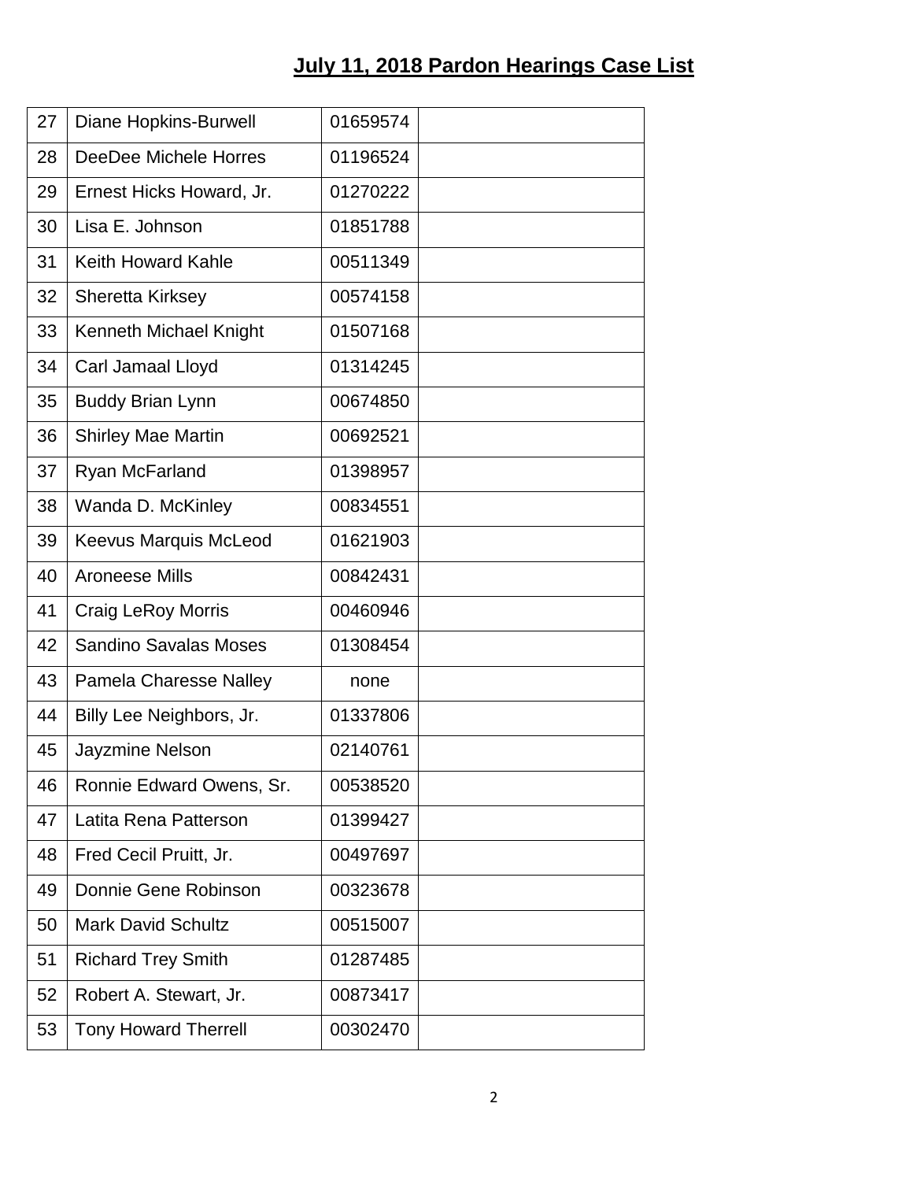## July 11, 2018 Pardon Hearings Case List

| | | | |
|---|---|---|---|
| 27 | Diane Hopkins-Burwell | 01659574 | |
| 28 | DeeDee Michele Horres | 01196524 | |
| 29 | Ernest Hicks Howard, Jr. | 01270222 | |
| 30 | Lisa E. Johnson | 01851788 | |
| 31 | Keith Howard Kahle | 00511349 | |
| 32 | Sheretta Kirksey | 00574158 | |
| 33 | Kenneth Michael Knight | 01507168 | |
| 34 | Carl Jamaal Lloyd | 01314245 | |
| 35 | Buddy Brian Lynn | 00674850 | |
| 36 | Shirley Mae Martin | 00692521 | |
| 37 | Ryan McFarland | 01398957 | |
| 38 | Wanda D. McKinley | 00834551 | |
| 39 | Keevus Marquis McLeod | 01621903 | |
| 40 | Aroneese Mills | 00842431 | |
| 41 | Craig LeRoy Morris | 00460946 | |
| 42 | Sandino Savalas Moses | 01308454 | |
| 43 | Pamela Charesse Nalley | none | |
| 44 | Billy Lee Neighbors, Jr. | 01337806 | |
| 45 | Jayzmine Nelson | 02140761 | |
| 46 | Ronnie Edward Owens, Sr. | 00538520 | |
| 47 | Latita Rena Patterson | 01399427 | |
| 48 | Fred Cecil Pruitt, Jr. | 00497697 | |
| 49 | Donnie Gene Robinson | 00323678 | |
| 50 | Mark David Schultz | 00515007 | |
| 51 | Richard Trey Smith | 01287485 | |
| 52 | Robert A. Stewart, Jr. | 00873417 | |
| 53 | Tony Howard Therrell | 00302470 | |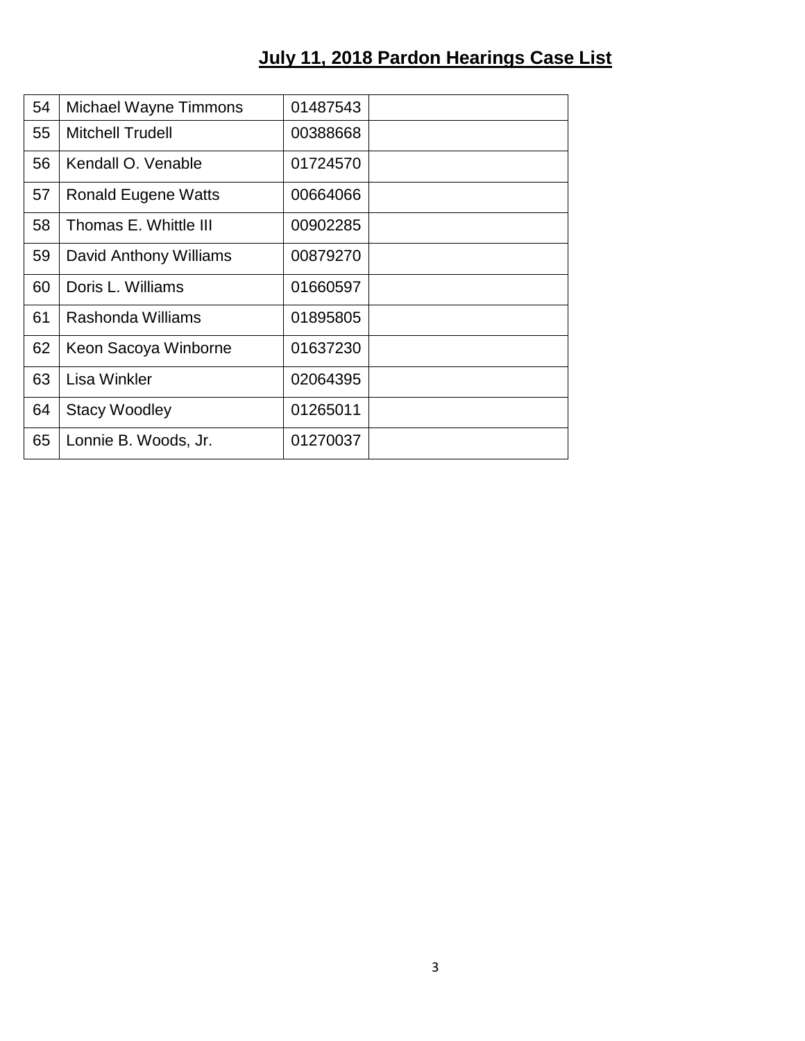## July 11, 2018 Pardon Hearings Case List

| | | | |
|---|---|---|---|
| 54 | Michael Wayne Timmons | 01487543 | |
| 55 | Mitchell Trudell | 00388668 | |
| 56 | Kendall O. Venable | 01724570 | |
| 57 | Ronald Eugene Watts | 00664066 | |
| 58 | Thomas E. Whittle III | 00902285 | |
| 59 | David Anthony Williams | 00879270 | |
| 60 | Doris L. Williams | 01660597 | |
| 61 | Rashonda Williams | 01895805 | |
| 62 | Keon Sacoya Winborne | 01637230 | |
| 63 | Lisa Winkler | 02064395 | |
| 64 | Stacy Woodley | 01265011 | |
| 65 | Lonnie B. Woods, Jr. | 01270037 | |